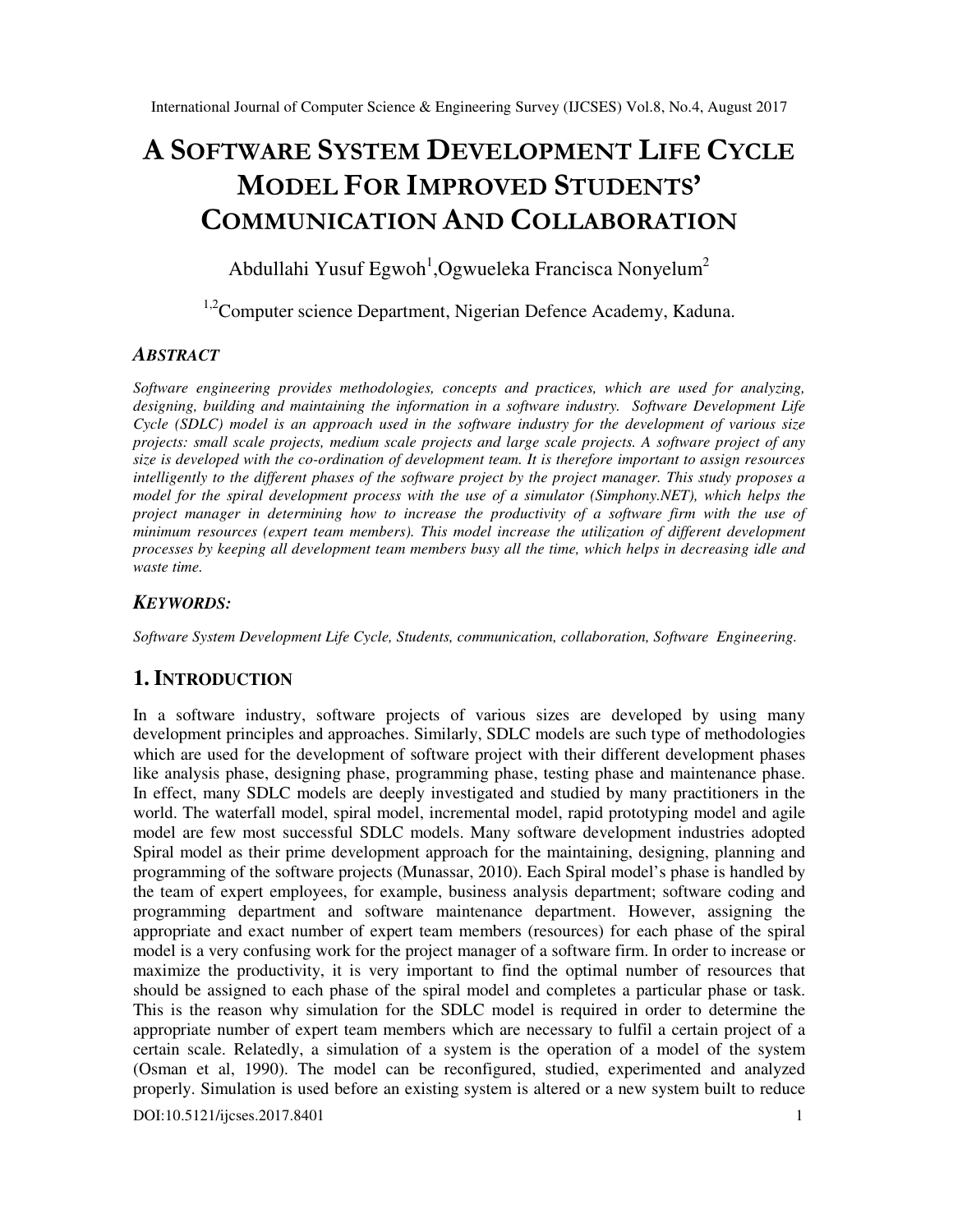# A SOFTWARE SYSTEM DEVELOPMENT LIFE CYCLE MODEL FOR IMPROVED STUDENTS' COMMUNICATION AND COLLABORATION

Abdullahi Yusuf Egwoh[1],Ogwueleka Francisca Nonyelum[2]

[1,2]Computer science Department, Nigerian Defence Academy, Kaduna.

## ABSTRACT

*Software engineering provides methodologies, concepts and practices, which are used for analyzing, designing, building and maintaining the information in a software industry. Software Development Life Cycle (SDLC) model is an approach used in the software industry for the development of various size projects: small scale projects, medium scale projects and large scale projects. A software project of any size is developed with the co-ordination of development team. It is therefore important to assign resources intelligently to the different phases of the software project by the project manager. This study proposes a model for the spiral development process with the use of a simulator (Simphony.NET), which helps the project manager in determining how to increase the productivity of a software firm with the use of minimum resources (expert team members). This model increase the utilization of different development processes by keeping all development team members busy all the time, which helps in decreasing idle and waste time.*

## KEYWORDS:

*Software System Development Life Cycle, Students, communication, collaboration, Software Engineering.*

## 1. INTRODUCTION

In a software industry, software projects of various sizes are developed by using many development principles and approaches. Similarly, SDLC models are such type of methodologies which are used for the development of software project with their different development phases like analysis phase, designing phase, programming phase, testing phase and maintenance phase. In effect, many SDLC models are deeply investigated and studied by many practitioners in the world. The waterfall model, spiral model, incremental model, rapid prototyping model and agile model are few most successful SDLC models. Many software development industries adopted Spiral model as their prime development approach for the maintaining, designing, planning and programming of the software projects (Munassar, 2010). Each Spiral model's phase is handled by the team of expert employees, for example, business analysis department; software coding and programming department and software maintenance department. However, assigning the appropriate and exact number of expert team members (resources) for each phase of the spiral model is a very confusing work for the project manager of a software firm. In order to increase or maximize the productivity, it is very important to find the optimal number of resources that should be assigned to each phase of the spiral model and completes a particular phase or task. This is the reason why simulation for the SDLC model is required in order to determine the appropriate number of expert team members which are necessary to fulfil a certain project of a certain scale. Relatedly, a simulation of a system is the operation of a model of the system (Osman et al, 1990). The model can be reconfigured, studied, experimented and analyzed properly. Simulation is used before an existing system is altered or a new system built to reduce

DOI:10.5121/ijcses.2017.8401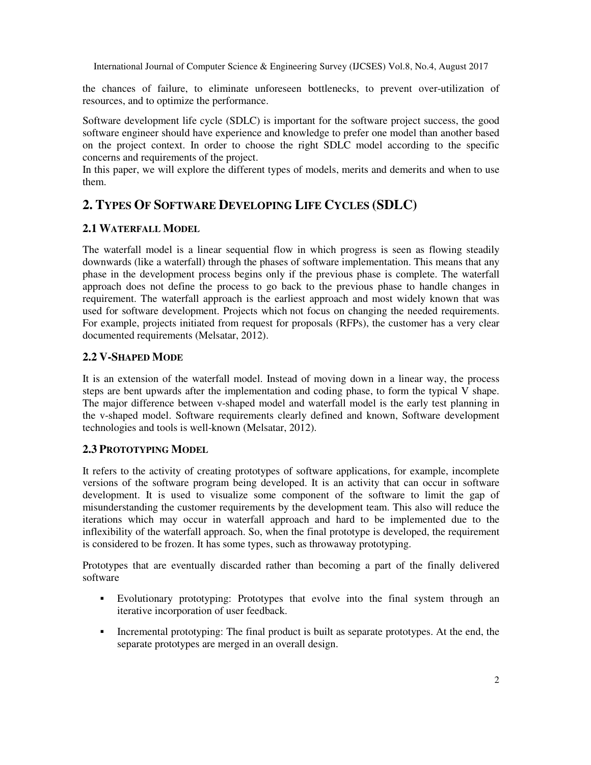the chances of failure, to eliminate unforeseen bottlenecks, to prevent over-utilization of resources, and to optimize the performance.

Software development life cycle (SDLC) is important for the software project success, the good software engineer should have experience and knowledge to prefer one model than another based on the project context. In order to choose the right SDLC model according to the specific concerns and requirements of the project.
In this paper, we will explore the different types of models, merits and demerits and when to use them.

## 2. Types Of Software Developing Life Cycles (SDLC)

### 2.1 Waterfall Model

The waterfall model is a linear sequential flow in which progress is seen as flowing steadily downwards (like a waterfall) through the phases of software implementation. This means that any phase in the development process begins only if the previous phase is complete. The waterfall approach does not define the process to go back to the previous phase to handle changes in requirement. The waterfall approach is the earliest approach and most widely known that was used for software development. Projects which not focus on changing the needed requirements. For example, projects initiated from request for proposals (RFPs), the customer has a very clear documented requirements (Melsatar, 2012).

### 2.2 V-Shaped Mode

It is an extension of the waterfall model. Instead of moving down in a linear way, the process steps are bent upwards after the implementation and coding phase, to form the typical V shape. The major difference between v-shaped model and waterfall model is the early test planning in the v-shaped model. Software requirements clearly defined and known, Software development technologies and tools is well-known (Melsatar, 2012).

### 2.3 Prototyping Model

It refers to the activity of creating prototypes of software applications, for example, incomplete versions of the software program being developed. It is an activity that can occur in software development. It is used to visualize some component of the software to limit the gap of misunderstanding the customer requirements by the development team. This also will reduce the iterations which may occur in waterfall approach and hard to be implemented due to the inflexibility of the waterfall approach. So, when the final prototype is developed, the requirement is considered to be frozen. It has some types, such as throwaway prototyping.

Prototypes that are eventually discarded rather than becoming a part of the finally delivered software

- Evolutionary prototyping: Prototypes that evolve into the final system through an iterative incorporation of user feedback.
- Incremental prototyping: The final product is built as separate prototypes. At the end, the separate prototypes are merged in an overall design.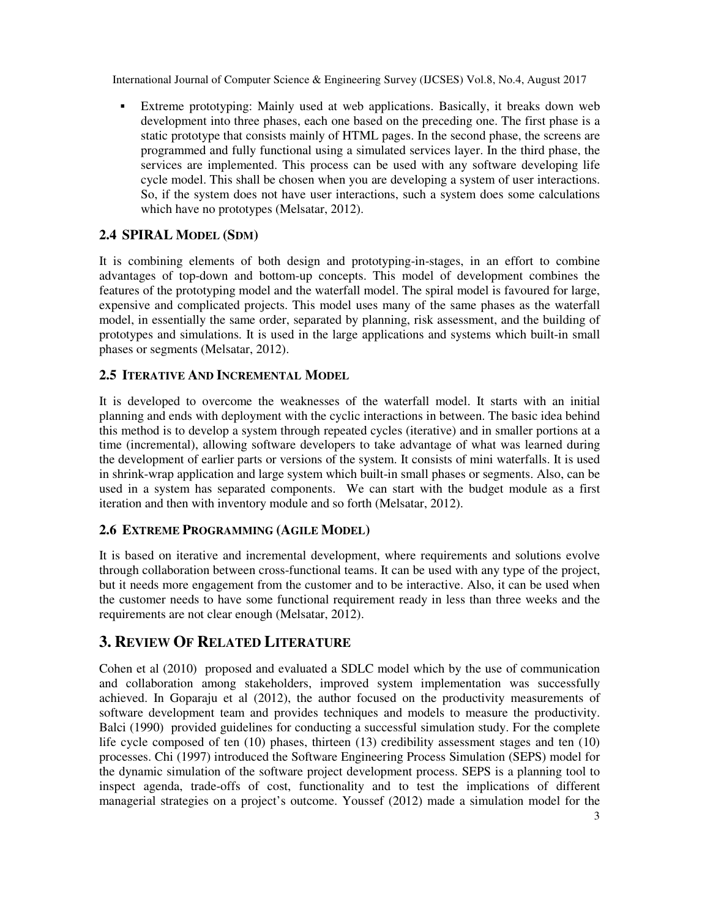- Extreme prototyping: Mainly used at web applications. Basically, it breaks down web development into three phases, each one based on the preceding one. The first phase is a static prototype that consists mainly of HTML pages. In the second phase, the screens are programmed and fully functional using a simulated services layer. In the third phase, the services are implemented. This process can be used with any software developing life cycle model. This shall be chosen when you are developing a system of user interactions. So, if the system does not have user interactions, such a system does some calculations which have no prototypes (Melsatar, 2012).

### 2.4 SPIRAL MODEL (SDM)

It is combining elements of both design and prototyping-in-stages, in an effort to combine advantages of top-down and bottom-up concepts. This model of development combines the features of the prototyping model and the waterfall model. The spiral model is favoured for large, expensive and complicated projects. This model uses many of the same phases as the waterfall model, in essentially the same order, separated by planning, risk assessment, and the building of prototypes and simulations. It is used in the large applications and systems which built-in small phases or segments (Melsatar, 2012).

### 2.5 ITERATIVE AND INCREMENTAL MODEL

It is developed to overcome the weaknesses of the waterfall model. It starts with an initial planning and ends with deployment with the cyclic interactions in between. The basic idea behind this method is to develop a system through repeated cycles (iterative) and in smaller portions at a time (incremental), allowing software developers to take advantage of what was learned during the development of earlier parts or versions of the system. It consists of mini waterfalls. It is used in shrink-wrap application and large system which built-in small phases or segments. Also, can be used in a system has separated components. We can start with the budget module as a first iteration and then with inventory module and so forth (Melsatar, 2012).

### 2.6 EXTREME PROGRAMMING (AGILE MODEL)

It is based on iterative and incremental development, where requirements and solutions evolve through collaboration between cross-functional teams. It can be used with any type of the project, but it needs more engagement from the customer and to be interactive. Also, it can be used when the customer needs to have some functional requirement ready in less than three weeks and the requirements are not clear enough (Melsatar, 2012).

## 3. REVIEW OF RELATED LITERATURE

Cohen et al (2010) proposed and evaluated a SDLC model which by the use of communication and collaboration among stakeholders, improved system implementation was successfully achieved. In Goparaju et al (2012), the author focused on the productivity measurements of software development team and provides techniques and models to measure the productivity. Balci (1990) provided guidelines for conducting a successful simulation study. For the complete life cycle composed of ten (10) phases, thirteen (13) credibility assessment stages and ten (10) processes. Chi (1997) introduced the Software Engineering Process Simulation (SEPS) model for the dynamic simulation of the software project development process. SEPS is a planning tool to inspect agenda, trade-offs of cost, functionality and to test the implications of different managerial strategies on a project's outcome. Youssef (2012) made a simulation model for the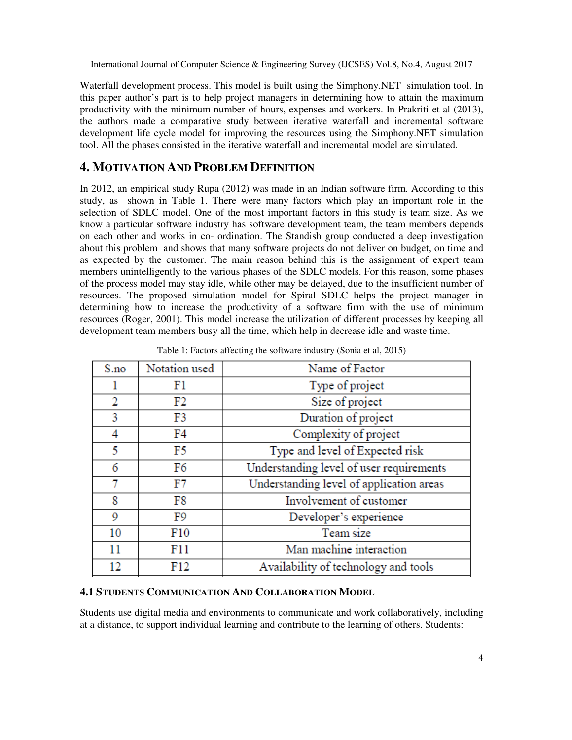Waterfall development process. This model is built using the Simphony.NET simulation tool. In this paper author's part is to help project managers in determining how to attain the maximum productivity with the minimum number of hours, expenses and workers. In Prakriti et al (2013), the authors made a comparative study between iterative waterfall and incremental software development life cycle model for improving the resources using the Simphony.NET simulation tool. All the phases consisted in the iterative waterfall and incremental model are simulated.

## 4. MOTIVATION AND PROBLEM DEFINITION

In 2012, an empirical study Rupa (2012) was made in an Indian software firm. According to this study, as shown in Table 1. There were many factors which play an important role in the selection of SDLC model. One of the most important factors in this study is team size. As we know a particular software industry has software development team, the team members depends on each other and works in co- ordination. The Standish group conducted a deep investigation about this problem and shows that many software projects do not deliver on budget, on time and as expected by the customer. The main reason behind this is the assignment of expert team members unintelligently to the various phases of the SDLC models. For this reason, some phases of the process model may stay idle, while other may be delayed, due to the insufficient number of resources. The proposed simulation model for Spiral SDLC helps the project manager in determining how to increase the productivity of a software firm with the use of minimum resources (Roger, 2001). This model increase the utilization of different processes by keeping all development team members busy all the time, which help in decrease idle and waste time.

Table 1: Factors affecting the software industry (Sonia et al, 2015)

| S.no | Notation used | Name of Factor |
|---|---|---|
| 1 | F1 | Type of project |
| 2 | F2 | Size of project |
| 3 | F3 | Duration of project |
| 4 | F4 | Complexity of project |
| 5 | F5 | Type and level of Expected risk |
| 6 | F6 | Understanding level of user requirements |
| 7 | F7 | Understanding level of application areas |
| 8 | F8 | Involvement of customer |
| 9 | F9 | Developer's experience |
| 10 | F10 | Team size |
| 11 | F11 | Man machine interaction |
| 12 | F12 | Availability of technology and tools |

### 4.1 STUDENTS COMMUNICATION AND COLLABORATION MODEL

Students use digital media and environments to communicate and work collaboratively, including at a distance, to support individual learning and contribute to the learning of others. Students: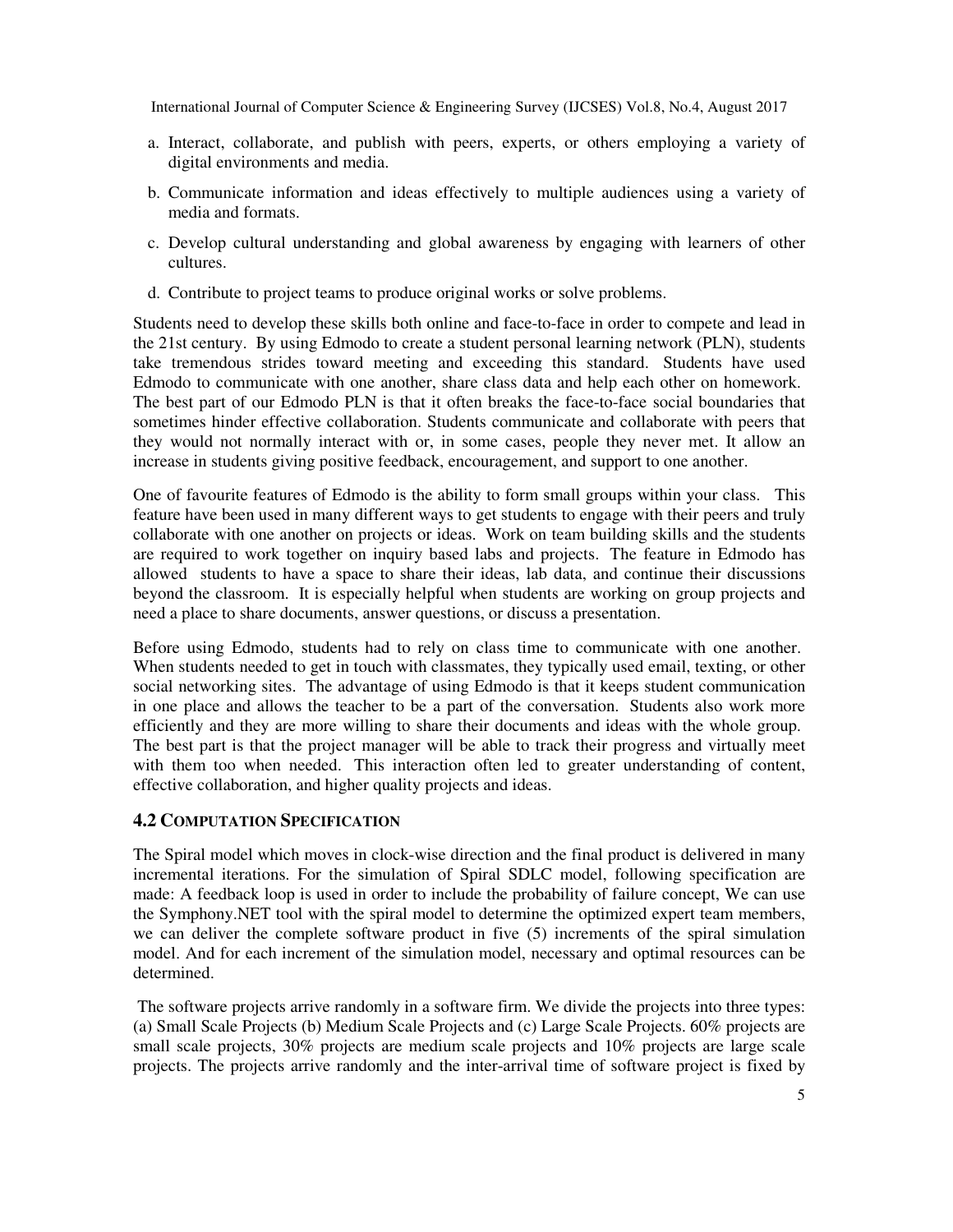a. Interact, collaborate, and publish with peers, experts, or others employing a variety of digital environments and media.

b. Communicate information and ideas effectively to multiple audiences using a variety of media and formats.

c. Develop cultural understanding and global awareness by engaging with learners of other cultures.

d. Contribute to project teams to produce original works or solve problems.

Students need to develop these skills both online and face-to-face in order to compete and lead in the 21st century. By using Edmodo to create a student personal learning network (PLN), students take tremendous strides toward meeting and exceeding this standard. Students have used Edmodo to communicate with one another, share class data and help each other on homework. The best part of our Edmodo PLN is that it often breaks the face-to-face social boundaries that sometimes hinder effective collaboration. Students communicate and collaborate with peers that they would not normally interact with or, in some cases, people they never met. It allow an increase in students giving positive feedback, encouragement, and support to one another.

One of favourite features of Edmodo is the ability to form small groups within your class. This feature have been used in many different ways to get students to engage with their peers and truly collaborate with one another on projects or ideas. Work on team building skills and the students are required to work together on inquiry based labs and projects. The feature in Edmodo has allowed students to have a space to share their ideas, lab data, and continue their discussions beyond the classroom. It is especially helpful when students are working on group projects and need a place to share documents, answer questions, or discuss a presentation.

Before using Edmodo, students had to rely on class time to communicate with one another. When students needed to get in touch with classmates, they typically used email, texting, or other social networking sites. The advantage of using Edmodo is that it keeps student communication in one place and allows the teacher to be a part of the conversation. Students also work more efficiently and they are more willing to share their documents and ideas with the whole group. The best part is that the project manager will be able to track their progress and virtually meet with them too when needed. This interaction often led to greater understanding of content, effective collaboration, and higher quality projects and ideas.

### 4.2 Computation Specification

The Spiral model which moves in clock-wise direction and the final product is delivered in many incremental iterations. For the simulation of Spiral SDLC model, following specification are made: A feedback loop is used in order to include the probability of failure concept, We can use the Symphony.NET tool with the spiral model to determine the optimized expert team members, we can deliver the complete software product in five (5) increments of the spiral simulation model. And for each increment of the simulation model, necessary and optimal resources can be determined.

The software projects arrive randomly in a software firm. We divide the projects into three types: (a) Small Scale Projects (b) Medium Scale Projects and (c) Large Scale Projects. 60% projects are small scale projects, 30% projects are medium scale projects and 10% projects are large scale projects. The projects arrive randomly and the inter-arrival time of software project is fixed by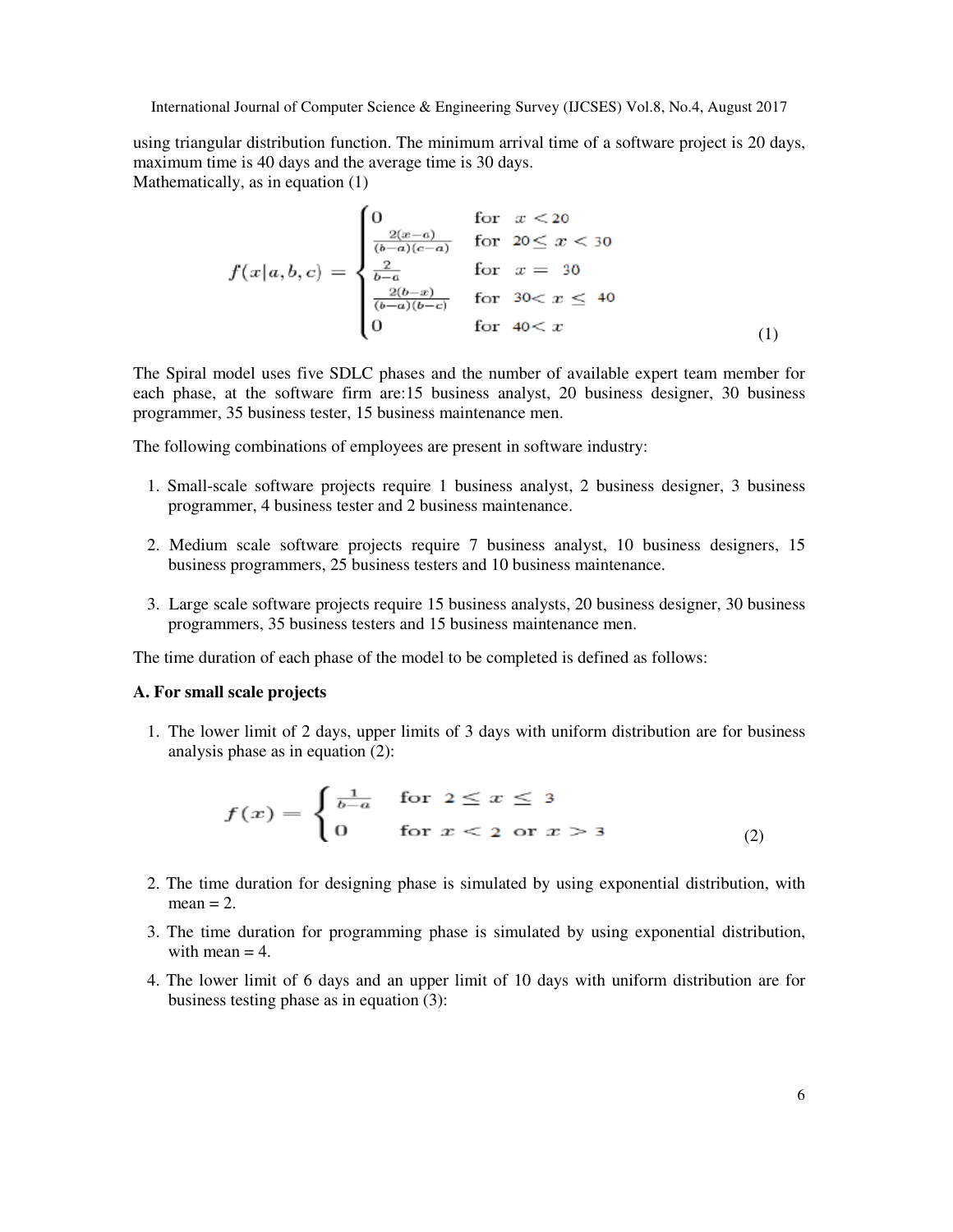using triangular distribution function. The minimum arrival time of a software project is 20 days, maximum time is 40 days and the average time is 30 days.
Mathematically, as in equation (1)

$$f(x|a,b,c) = \begin{cases} 0 & \text{for} \quad x < 20 \\ \frac{2(x-a)}{(b-a)(c-a)} & \text{for} \quad 20 \leq x < 30 \\ \frac{2}{b-a} & \text{for} \quad x = 30 \\ \frac{2(b-x)}{(b-a)(b-c)} & \text{for} \quad 30 < x \leq 40 \\ 0 & \text{for} \quad 40 < x \end{cases} \tag{1}$$

The Spiral model uses five SDLC phases and the number of available expert team member for each phase, at the software firm are:15 business analyst, 20 business designer, 30 business programmer, 35 business tester, 15 business maintenance men.

The following combinations of employees are present in software industry:

1. Small-scale software projects require 1 business analyst, 2 business designer, 3 business programmer, 4 business tester and 2 business maintenance.

2. Medium scale software projects require 7 business analyst, 10 business designers, 15 business programmers, 25 business testers and 10 business maintenance.

3. Large scale software projects require 15 business analysts, 20 business designer, 30 business programmers, 35 business testers and 15 business maintenance men.

The time duration of each phase of the model to be completed is defined as follows:

**A. For small scale projects**

1. The lower limit of 2 days, upper limits of 3 days with uniform distribution are for business analysis phase as in equation (2):

$$f(x) = \begin{cases} \frac{1}{b-a} & \text{for} \quad 2 \leq x \leq 3 \\ 0 & \text{for} \quad x < 2 \text{ or } x > 3 \end{cases} \tag{2}$$

2. The time duration for designing phase is simulated by using exponential distribution, with mean = 2.

3. The time duration for programming phase is simulated by using exponential distribution, with mean = 4.

4. The lower limit of 6 days and an upper limit of 10 days with uniform distribution are for business testing phase as in equation (3):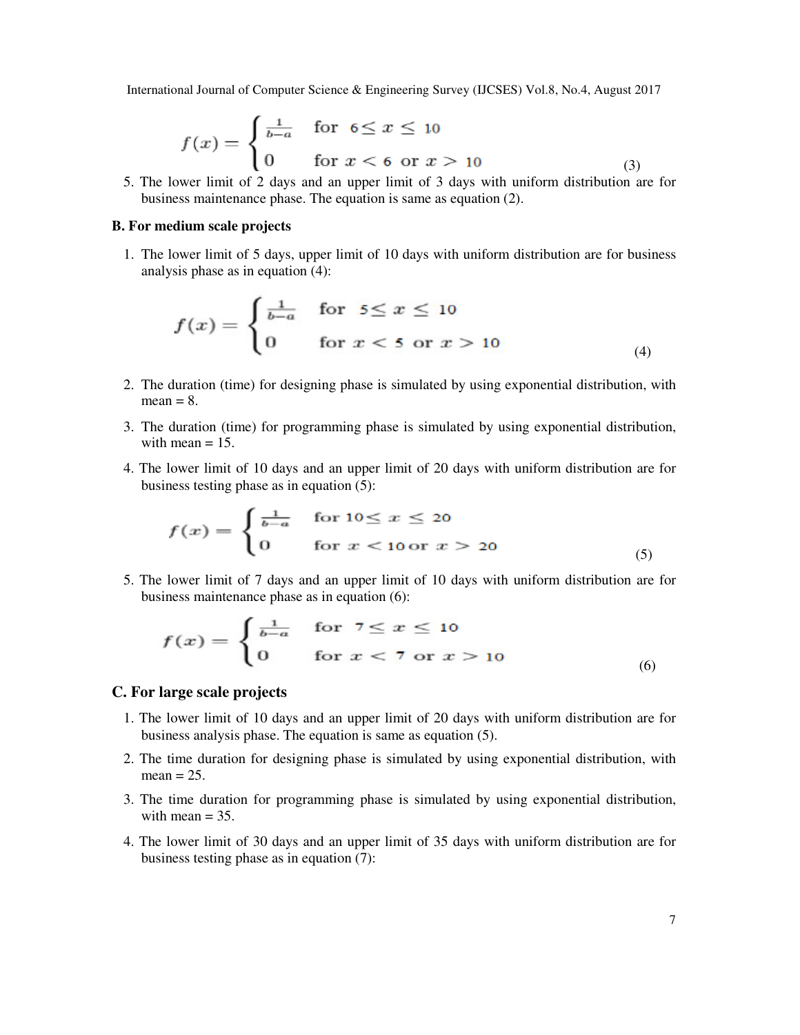$$f(x) = \begin{cases} \frac{1}{b-a} & \text{for } 6 \leq x \leq 10 \\ 0 & \text{for } x < 6 \text{ or } x > 10 \end{cases} \quad (3)$$

5. The lower limit of 2 days and an upper limit of 3 days with uniform distribution are for business maintenance phase. The equation is same as equation (2).

### B. For medium scale projects

1. The lower limit of 5 days, upper limit of 10 days with uniform distribution are for business analysis phase as in equation (4):

$$f(x) = \begin{cases} \frac{1}{b-a} & \text{for } 5 \leq x \leq 10 \\ 0 & \text{for } x < 5 \text{ or } x > 10 \end{cases} \quad (4)$$

2. The duration (time) for designing phase is simulated by using exponential distribution, with mean = 8.

3. The duration (time) for programming phase is simulated by using exponential distribution, with mean = 15.

4. The lower limit of 10 days and an upper limit of 20 days with uniform distribution are for business testing phase as in equation (5):

$$f(x) = \begin{cases} \frac{1}{b-a} & \text{for } 10 \leq x \leq 20 \\ 0 & \text{for } x < 10 \text{ or } x > 20 \end{cases} \quad (5)$$

5. The lower limit of 7 days and an upper limit of 10 days with uniform distribution are for business maintenance phase as in equation (6):

$$f(x) = \begin{cases} \frac{1}{b-a} & \text{for } 7 \leq x \leq 10 \\ 0 & \text{for } x < 7 \text{ or } x > 10 \end{cases} \quad (6)$$

## C. For large scale projects

1. The lower limit of 10 days and an upper limit of 20 days with uniform distribution are for business analysis phase. The equation is same as equation (5).

2. The time duration for designing phase is simulated by using exponential distribution, with mean = 25.

3. The time duration for programming phase is simulated by using exponential distribution, with mean = 35.

4. The lower limit of 30 days and an upper limit of 35 days with uniform distribution are for business testing phase as in equation (7):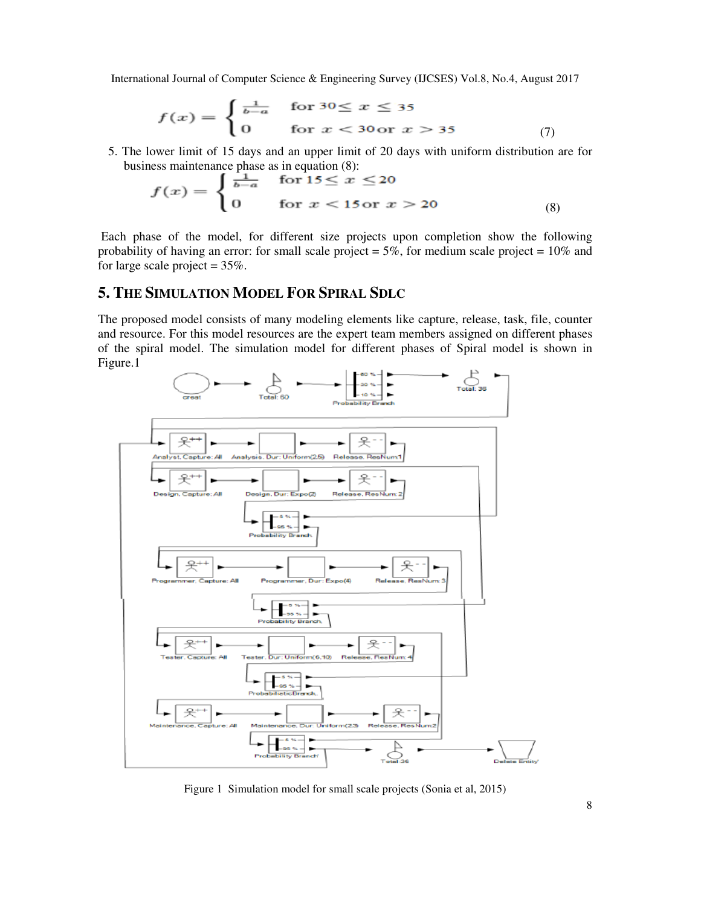$$f(x) = \begin{cases} \frac{1}{b-a} & \text{for } 30 \leq x \leq 35 \\ 0 & \text{for } x < 30 \text{ or } x > 35 \end{cases} \quad (7)$$

5. The lower limit of 15 days and an upper limit of 20 days with uniform distribution are for business maintenance phase as in equation (8):

$$f(x) = \begin{cases} \frac{1}{b-a} & \text{for } 15 \leq x \leq 20 \\ 0 & \text{for } x < 15 \text{ or } x > 20 \end{cases} \quad (8)$$

Each phase of the model, for different size projects upon completion show the following probability of having an error: for small scale project = 5%, for medium scale project = 10% and for large scale project = 35%.

## 5. THE SIMULATION MODEL FOR SPIRAL SDLC

The proposed model consists of many modeling elements like capture, release, task, file, counter and resource. For this model resources are the expert team members assigned on different phases of the spiral model. The simulation model for different phases of Spiral model is shown in Figure.1

Figure 1 Simulation model for small scale projects (Sonia et al, 2015)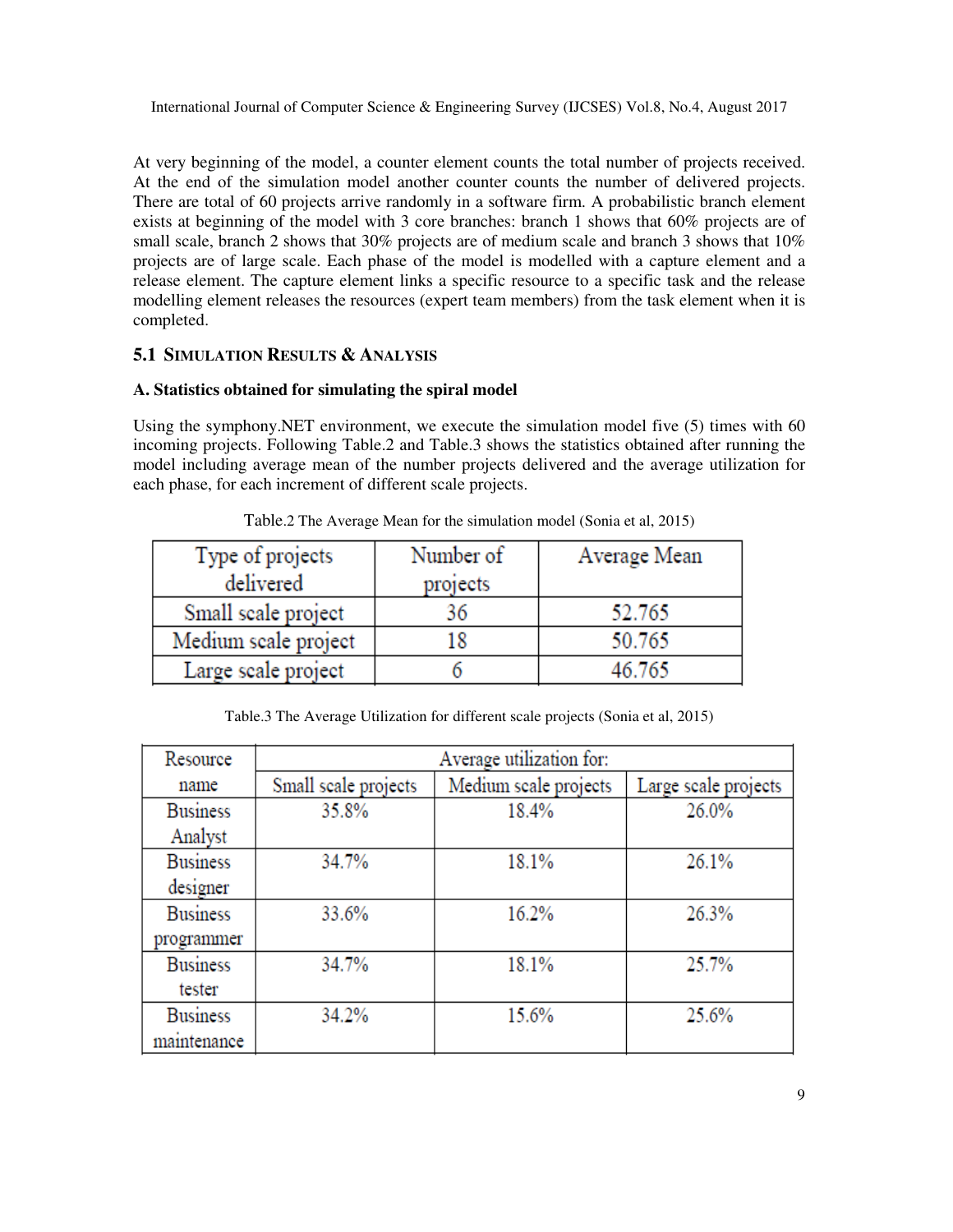At very beginning of the model, a counter element counts the total number of projects received. At the end of the simulation model another counter counts the number of delivered projects. There are total of 60 projects arrive randomly in a software firm. A probabilistic branch element exists at beginning of the model with 3 core branches: branch 1 shows that 60% projects are of small scale, branch 2 shows that 30% projects are of medium scale and branch 3 shows that 10% projects are of large scale. Each phase of the model is modelled with a capture element and a release element. The capture element links a specific resource to a specific task and the release modelling element releases the resources (expert team members) from the task element when it is completed.

### 5.1 Simulation Results & Analysis

**A. Statistics obtained for simulating the spiral model**

Using the symphony.NET environment, we execute the simulation model five (5) times with 60 incoming projects. Following Table.2 and Table.3 shows the statistics obtained after running the model including average mean of the number projects delivered and the average utilization for each phase, for each increment of different scale projects.

Table.2 The Average Mean for the simulation model (Sonia et al, 2015)

| Type of projects delivered | Number of projects | Average Mean |
|---|---|---|
| Small scale project | 36 | 52.765 |
| Medium scale project | 18 | 50.765 |
| Large scale project | 6 | 46.765 |

Table.3 The Average Utilization for different scale projects (Sonia et al, 2015)

| Resource name | Average utilization for: | | |
|---|---|---|---|
| | Small scale projects | Medium scale projects | Large scale projects |
| Business Analyst | 35.8% | 18.4% | 26.0% |
| Business designer | 34.7% | 18.1% | 26.1% |
| Business programmer | 33.6% | 16.2% | 26.3% |
| Business tester | 34.7% | 18.1% | 25.7% |
| Business maintenance | 34.2% | 15.6% | 25.6% |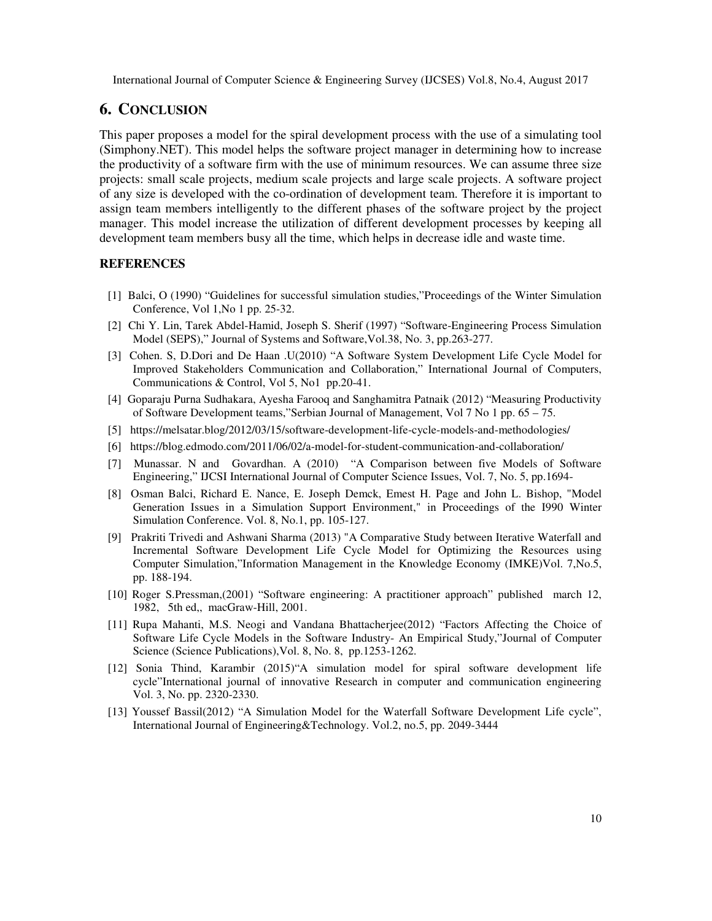## 6. CONCLUSION

This paper proposes a model for the spiral development process with the use of a simulating tool (Simphony.NET). This model helps the software project manager in determining how to increase the productivity of a software firm with the use of minimum resources. We can assume three size projects: small scale projects, medium scale projects and large scale projects. A software project of any size is developed with the co-ordination of development team. Therefore it is important to assign team members intelligently to the different phases of the software project by the project manager. This model increase the utilization of different development processes by keeping all development team members busy all the time, which helps in decrease idle and waste time.

### REFERENCES

[1] Balci, O (1990) "Guidelines for successful simulation studies,"Proceedings of the Winter Simulation Conference, Vol 1,No 1 pp. 25-32.

[2] Chi Y. Lin, Tarek Abdel-Hamid, Joseph S. Sherif (1997) "Software-Engineering Process Simulation Model (SEPS)," Journal of Systems and Software,Vol.38, No. 3, pp.263-277.

[3] Cohen. S, D.Dori and De Haan .U(2010) "A Software System Development Life Cycle Model for Improved Stakeholders Communication and Collaboration," International Journal of Computers, Communications & Control, Vol 5, No1 pp.20-41.

[4] Goparaju Purna Sudhakara, Ayesha Farooq and Sanghamitra Patnaik (2012) "Measuring Productivity of Software Development teams,"Serbian Journal of Management, Vol 7 No 1 pp. 65 – 75.

[5] https://melsatar.blog/2012/03/15/software-development-life-cycle-models-and-methodologies/

[6] https://blog.edmodo.com/2011/06/02/a-model-for-student-communication-and-collaboration/

[7] Munassar. N and Govardhan. A (2010) "A Comparison between five Models of Software Engineering," IJCSI International Journal of Computer Science Issues, Vol. 7, No. 5, pp.1694-

[8] Osman Balci, Richard E. Nance, E. Joseph Demck, Emest H. Page and John L. Bishop, "Model Generation Issues in a Simulation Support Environment," in Proceedings of the I990 Winter Simulation Conference. Vol. 8, No.1, pp. 105-127.

[9] Prakriti Trivedi and Ashwani Sharma (2013) "A Comparative Study between Iterative Waterfall and Incremental Software Development Life Cycle Model for Optimizing the Resources using Computer Simulation,"Information Management in the Knowledge Economy (IMKE)Vol. 7,No.5, pp. 188-194.

[10] Roger S.Pressman,(2001) "Software engineering: A practitioner approach" published march 12, 1982, 5th ed,, macGraw-Hill, 2001.

[11] Rupa Mahanti, M.S. Neogi and Vandana Bhattacherjee(2012) "Factors Affecting the Choice of Software Life Cycle Models in the Software Industry- An Empirical Study,"Journal of Computer Science (Science Publications),Vol. 8, No. 8, pp.1253-1262.

[12] Sonia Thind, Karambir (2015)"A simulation model for spiral software development life cycle"International journal of innovative Research in computer and communication engineering Vol. 3, No. pp. 2320-2330.

[13] Youssef Bassil(2012) "A Simulation Model for the Waterfall Software Development Life cycle", International Journal of Engineering&Technology. Vol.2, no.5, pp. 2049-3444